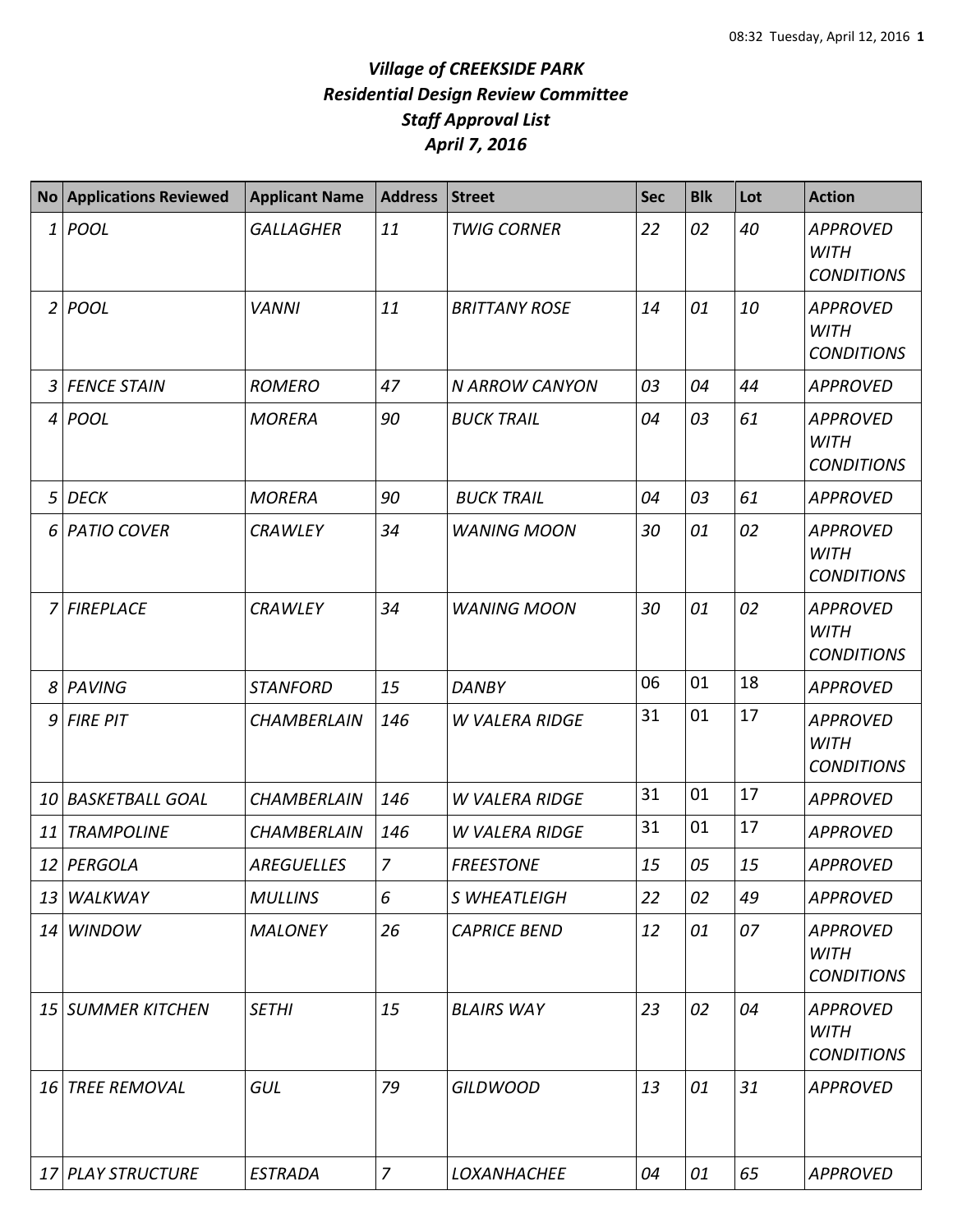# *Village of CREEKSIDE PARK*
## *Residential Design Review Committee*
## *Staff Approval List*
## *April 7, 2016*

| No | Applications Reviewed | Applicant Name | Address | Street | Sec | Blk | Lot | Action |
|---|---|---|---|---|---|---|---|---|
| 1 | POOL | GALLAGHER | 11 | TWIG CORNER | 22 | 02 | 40 | APPROVED WITH CONDITIONS |
| 2 | POOL | VANNI | 11 | BRITTANY ROSE | 14 | 01 | 10 | APPROVED WITH CONDITIONS |
| 3 | FENCE STAIN | ROMERO | 47 | N ARROW CANYON | 03 | 04 | 44 | APPROVED |
| 4 | POOL | MORERA | 90 | BUCK TRAIL | 04 | 03 | 61 | APPROVED WITH CONDITIONS |
| 5 | DECK | MORERA | 90 | BUCK TRAIL | 04 | 03 | 61 | APPROVED |
| 6 | PATIO COVER | CRAWLEY | 34 | WANING MOON | 30 | 01 | 02 | APPROVED WITH CONDITIONS |
| 7 | FIREPLACE | CRAWLEY | 34 | WANING MOON | 30 | 01 | 02 | APPROVED WITH CONDITIONS |
| 8 | PAVING | STANFORD | 15 | DANBY | 06 | 01 | 18 | APPROVED |
| 9 | FIRE PIT | CHAMBERLAIN | 146 | W VALERA RIDGE | 31 | 01 | 17 | APPROVED WITH CONDITIONS |
| 10 | BASKETBALL GOAL | CHAMBERLAIN | 146 | W VALERA RIDGE | 31 | 01 | 17 | APPROVED |
| 11 | TRAMPOLINE | CHAMBERLAIN | 146 | W VALERA RIDGE | 31 | 01 | 17 | APPROVED |
| 12 | PERGOLA | AREGUELLES | 7 | FREESTONE | 15 | 05 | 15 | APPROVED |
| 13 | WALKWAY | MULLINS | 6 | S WHEATLEIGH | 22 | 02 | 49 | APPROVED |
| 14 | WINDOW | MALONEY | 26 | CAPRICE BEND | 12 | 01 | 07 | APPROVED WITH CONDITIONS |
| 15 | SUMMER KITCHEN | SETHI | 15 | BLAIRS WAY | 23 | 02 | 04 | APPROVED WITH CONDITIONS |
| 16 | TREE REMOVAL | GUL | 79 | GILDWOOD | 13 | 01 | 31 | APPROVED |
| 17 | PLAY STRUCTURE | ESTRADA | 7 | LOXANHACHEE | 04 | 01 | 65 | APPROVED |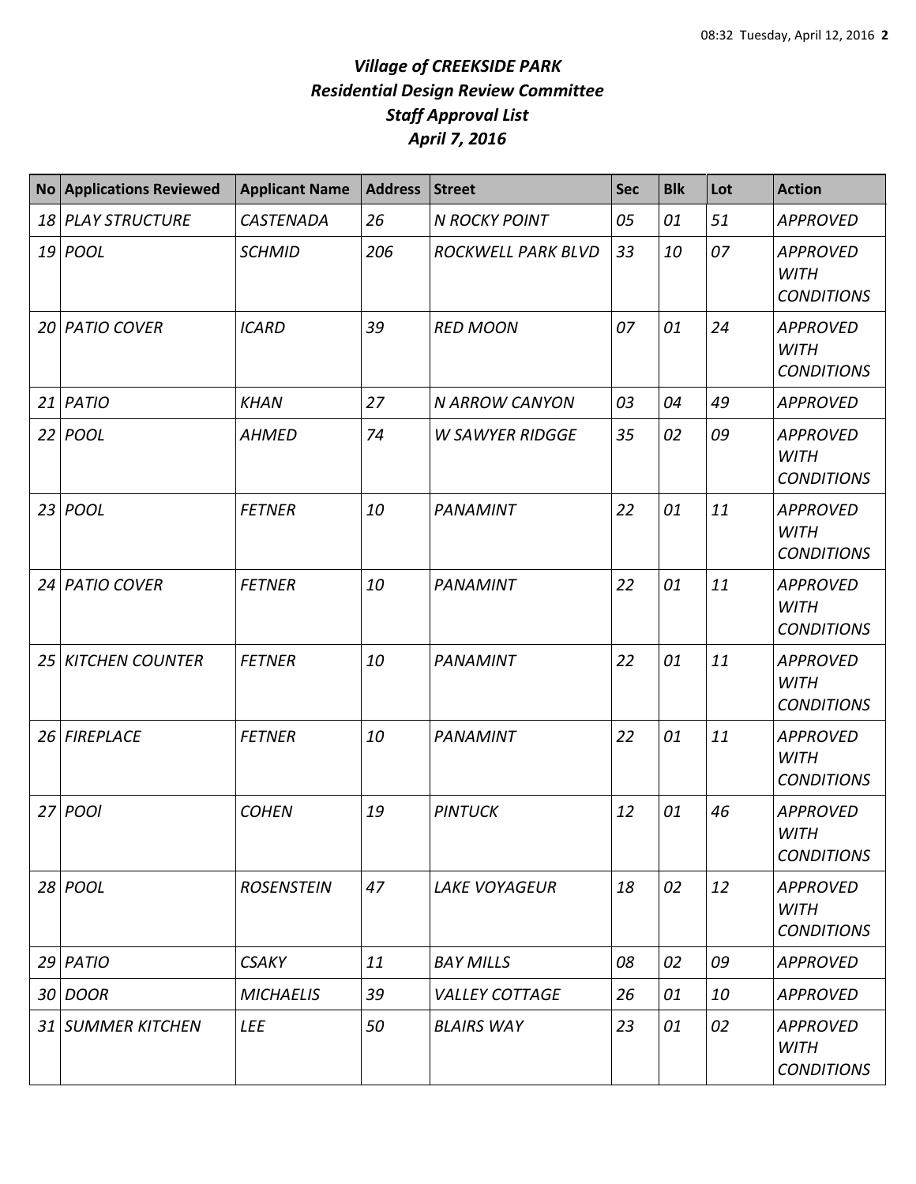# *Village of CREEKSIDE PARK*
## *Residential Design Review Committee*
## *Staff Approval List*
## *April 7, 2016*

| No | Applications Reviewed | Applicant Name | Address | Street | Sec | Blk | Lot | Action |
|---|---|---|---|---|---|---|---|---|
| 18 | PLAY STRUCTURE | CASTENADA | 26 | N ROCKY POINT | 05 | 01 | 51 | APPROVED |
| 19 | POOL | SCHMID | 206 | ROCKWELL PARK BLVD | 33 | 10 | 07 | APPROVED WITH CONDITIONS |
| 20 | PATIO COVER | ICARD | 39 | RED MOON | 07 | 01 | 24 | APPROVED WITH CONDITIONS |
| 21 | PATIO | KHAN | 27 | N ARROW CANYON | 03 | 04 | 49 | APPROVED |
| 22 | POOL | AHMED | 74 | W SAWYER RIDGGE | 35 | 02 | 09 | APPROVED WITH CONDITIONS |
| 23 | POOL | FETNER | 10 | PANAMINT | 22 | 01 | 11 | APPROVED WITH CONDITIONS |
| 24 | PATIO COVER | FETNER | 10 | PANAMINT | 22 | 01 | 11 | APPROVED WITH CONDITIONS |
| 25 | KITCHEN COUNTER | FETNER | 10 | PANAMINT | 22 | 01 | 11 | APPROVED WITH CONDITIONS |
| 26 | FIREPLACE | FETNER | 10 | PANAMINT | 22 | 01 | 11 | APPROVED WITH CONDITIONS |
| 27 | POOl | COHEN | 19 | PINTUCK | 12 | 01 | 46 | APPROVED WITH CONDITIONS |
| 28 | POOL | ROSENSTEIN | 47 | LAKE VOYAGEUR | 18 | 02 | 12 | APPROVED WITH CONDITIONS |
| 29 | PATIO | CSAKY | 11 | BAY MILLS | 08 | 02 | 09 | APPROVED |
| 30 | DOOR | MICHAELIS | 39 | VALLEY COTTAGE | 26 | 01 | 10 | APPROVED |
| 31 | SUMMER KITCHEN | LEE | 50 | BLAIRS WAY | 23 | 01 | 02 | APPROVED WITH CONDITIONS |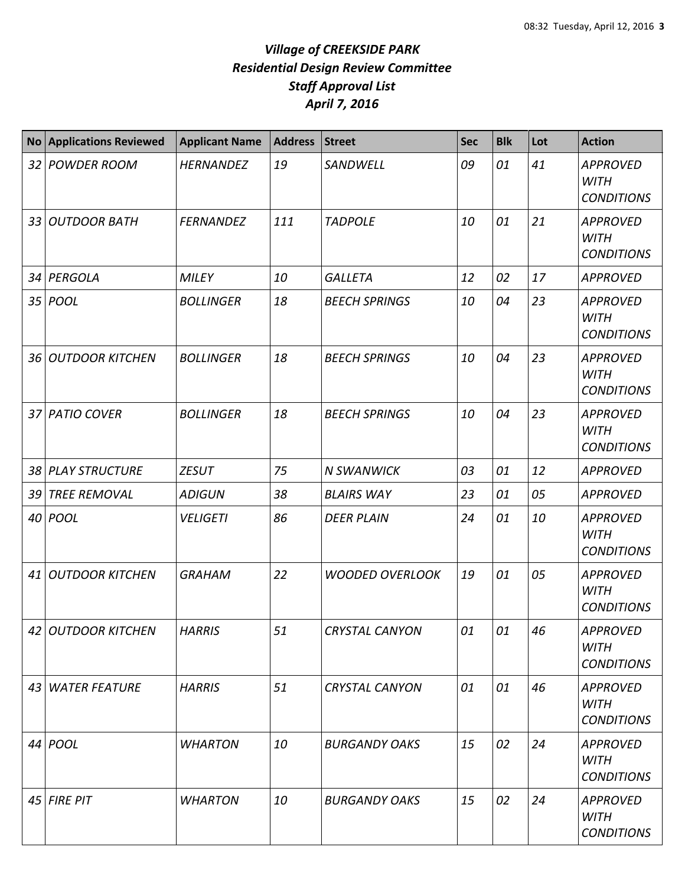# *Village of CREEKSIDE PARK*
## *Residential Design Review Committee*
## *Staff Approval List*
## *April 7, 2016*

| No | Applications Reviewed | Applicant Name | Address | Street | Sec | Blk | Lot | Action |
|---|---|---|---|---|---|---|---|---|
| 32 | POWDER ROOM | HERNANDEZ | 19 | SANDWELL | 09 | 01 | 41 | APPROVED WITH CONDITIONS |
| 33 | OUTDOOR BATH | FERNANDEZ | 111 | TADPOLE | 10 | 01 | 21 | APPROVED WITH CONDITIONS |
| 34 | PERGOLA | MILEY | 10 | GALLETA | 12 | 02 | 17 | APPROVED |
| 35 | POOL | BOLLINGER | 18 | BEECH SPRINGS | 10 | 04 | 23 | APPROVED WITH CONDITIONS |
| 36 | OUTDOOR KITCHEN | BOLLINGER | 18 | BEECH SPRINGS | 10 | 04 | 23 | APPROVED WITH CONDITIONS |
| 37 | PATIO COVER | BOLLINGER | 18 | BEECH SPRINGS | 10 | 04 | 23 | APPROVED WITH CONDITIONS |
| 38 | PLAY STRUCTURE | ZESUT | 75 | N SWANWICK | 03 | 01 | 12 | APPROVED |
| 39 | TREE REMOVAL | ADIGUN | 38 | BLAIRS WAY | 23 | 01 | 05 | APPROVED |
| 40 | POOL | VELIGETI | 86 | DEER PLAIN | 24 | 01 | 10 | APPROVED WITH CONDITIONS |
| 41 | OUTDOOR KITCHEN | GRAHAM | 22 | WOODED OVERLOOK | 19 | 01 | 05 | APPROVED WITH CONDITIONS |
| 42 | OUTDOOR KITCHEN | HARRIS | 51 | CRYSTAL CANYON | 01 | 01 | 46 | APPROVED WITH CONDITIONS |
| 43 | WATER FEATURE | HARRIS | 51 | CRYSTAL CANYON | 01 | 01 | 46 | APPROVED WITH CONDITIONS |
| 44 | POOL | WHARTON | 10 | BURGANDY OAKS | 15 | 02 | 24 | APPROVED WITH CONDITIONS |
| 45 | FIRE PIT | WHARTON | 10 | BURGANDY OAKS | 15 | 02 | 24 | APPROVED WITH CONDITIONS |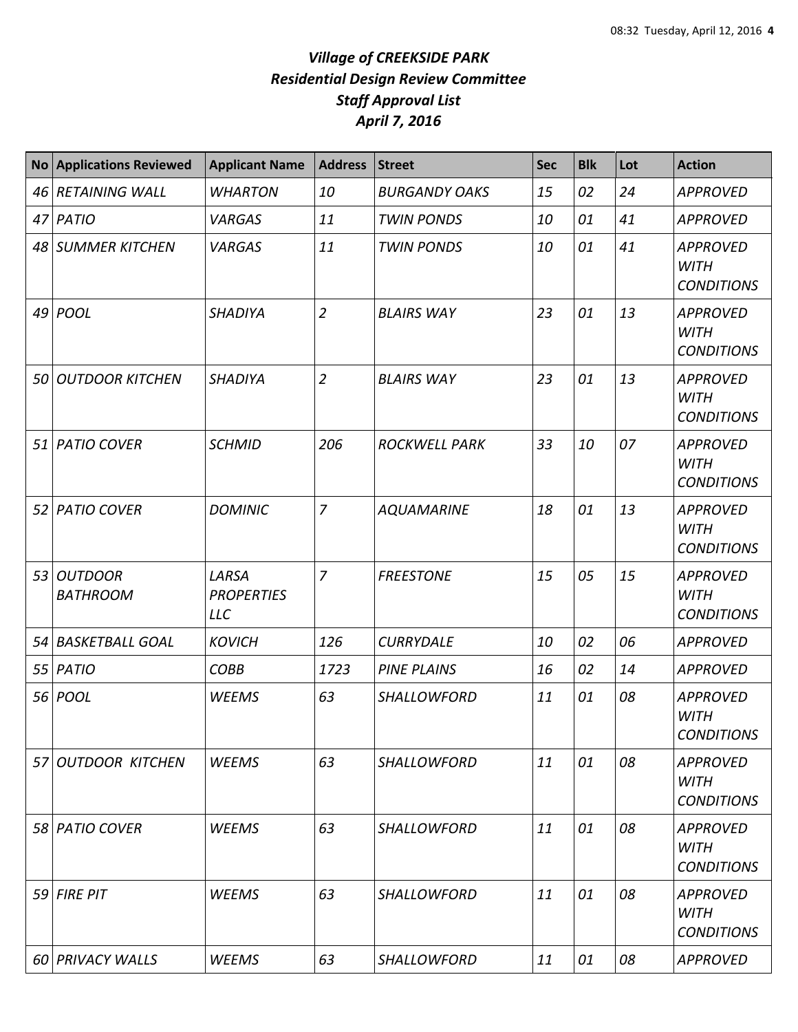# *Village of CREEKSIDE PARK*
## *Residential Design Review Committee*
## *Staff Approval List*
## *April 7, 2016*

| No | Applications Reviewed | Applicant Name | Address | Street | Sec | Blk | Lot | Action |
|---|---|---|---|---|---|---|---|---|
| *46* | *RETAINING WALL* | *WHARTON* | *10* | *BURGANDY OAKS* | *15* | *02* | *24* | *APPROVED* |
| *47* | *PATIO* | *VARGAS* | *11* | *TWIN PONDS* | *10* | *01* | *41* | *APPROVED* |
| *48* | *SUMMER KITCHEN* | *VARGAS* | *11* | *TWIN PONDS* | *10* | *01* | *41* | *APPROVED WITH CONDITIONS* |
| *49* | *POOL* | *SHADIYA* | *2* | *BLAIRS WAY* | *23* | *01* | *13* | *APPROVED WITH CONDITIONS* |
| *50* | *OUTDOOR KITCHEN* | *SHADIYA* | *2* | *BLAIRS WAY* | *23* | *01* | *13* | *APPROVED WITH CONDITIONS* |
| *51* | *PATIO COVER* | *SCHMID* | *206* | *ROCKWELL PARK* | *33* | *10* | *07* | *APPROVED WITH CONDITIONS* |
| *52* | *PATIO COVER* | *DOMINIC* | *7* | *AQUAMARINE* | *18* | *01* | *13* | *APPROVED WITH CONDITIONS* |
| *53* | *OUTDOOR BATHROOM* | *LARSA PROPERTIES LLC* | *7* | *FREESTONE* | *15* | *05* | *15* | *APPROVED WITH CONDITIONS* |
| *54* | *BASKETBALL GOAL* | *KOVICH* | *126* | *CURRYDALE* | *10* | *02* | *06* | *APPROVED* |
| *55* | *PATIO* | *COBB* | *1723* | *PINE PLAINS* | *16* | *02* | *14* | *APPROVED* |
| *56* | *POOL* | *WEEMS* | *63* | *SHALLOWFORD* | *11* | *01* | *08* | *APPROVED WITH CONDITIONS* |
| *57* | *OUTDOOR KITCHEN* | *WEEMS* | *63* | *SHALLOWFORD* | *11* | *01* | *08* | *APPROVED WITH CONDITIONS* |
| *58* | *PATIO COVER* | *WEEMS* | *63* | *SHALLOWFORD* | *11* | *01* | *08* | *APPROVED WITH CONDITIONS* |
| *59* | *FIRE PIT* | *WEEMS* | *63* | *SHALLOWFORD* | *11* | *01* | *08* | *APPROVED WITH CONDITIONS* |
| *60* | *PRIVACY WALLS* | *WEEMS* | *63* | *SHALLOWFORD* | *11* | *01* | *08* | *APPROVED* |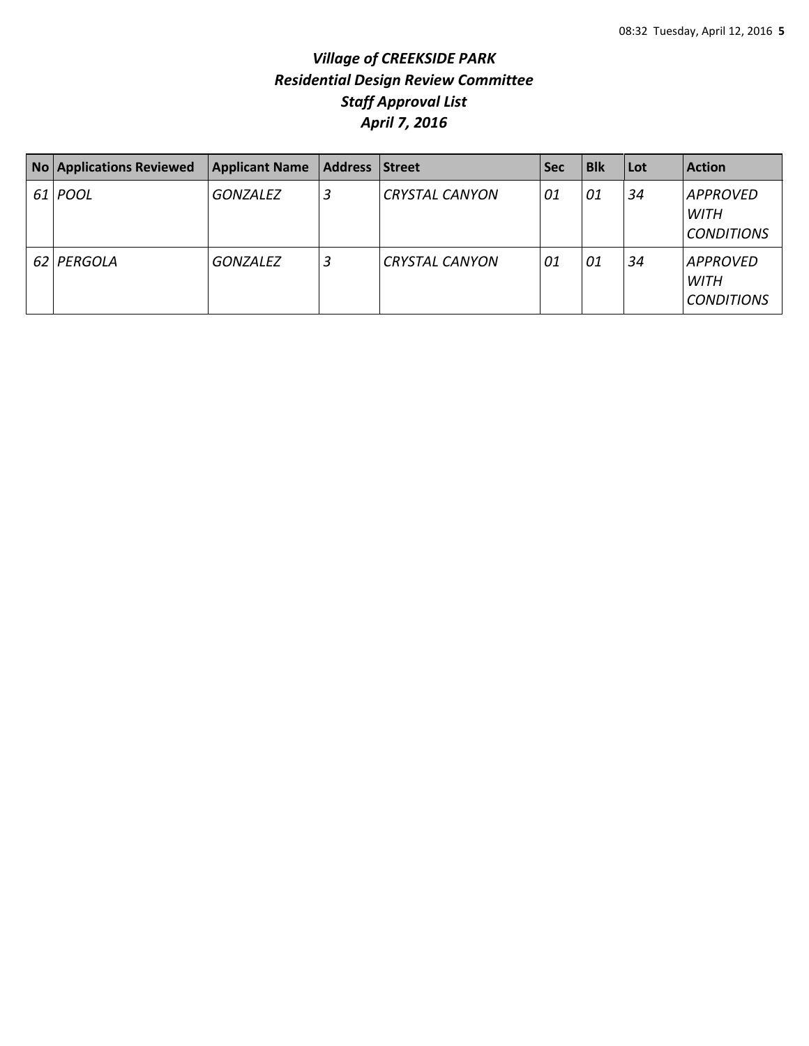# *Village of CREEKSIDE PARK*
## *Residential Design Review Committee*
## *Staff Approval List*
## *April 7, 2016*

| No | Applications Reviewed | Applicant Name | Address | Street | Sec | Blk | Lot | Action |
|---|---|---|---|---|---|---|---|---|
| *61* | *POOL* | *GONZALEZ* | *3* | *CRYSTAL CANYON* | *01* | *01* | *34* | *APPROVED WITH CONDITIONS* |
| *62* | *PERGOLA* | *GONZALEZ* | *3* | *CRYSTAL CANYON* | *01* | *01* | *34* | *APPROVED WITH CONDITIONS* |